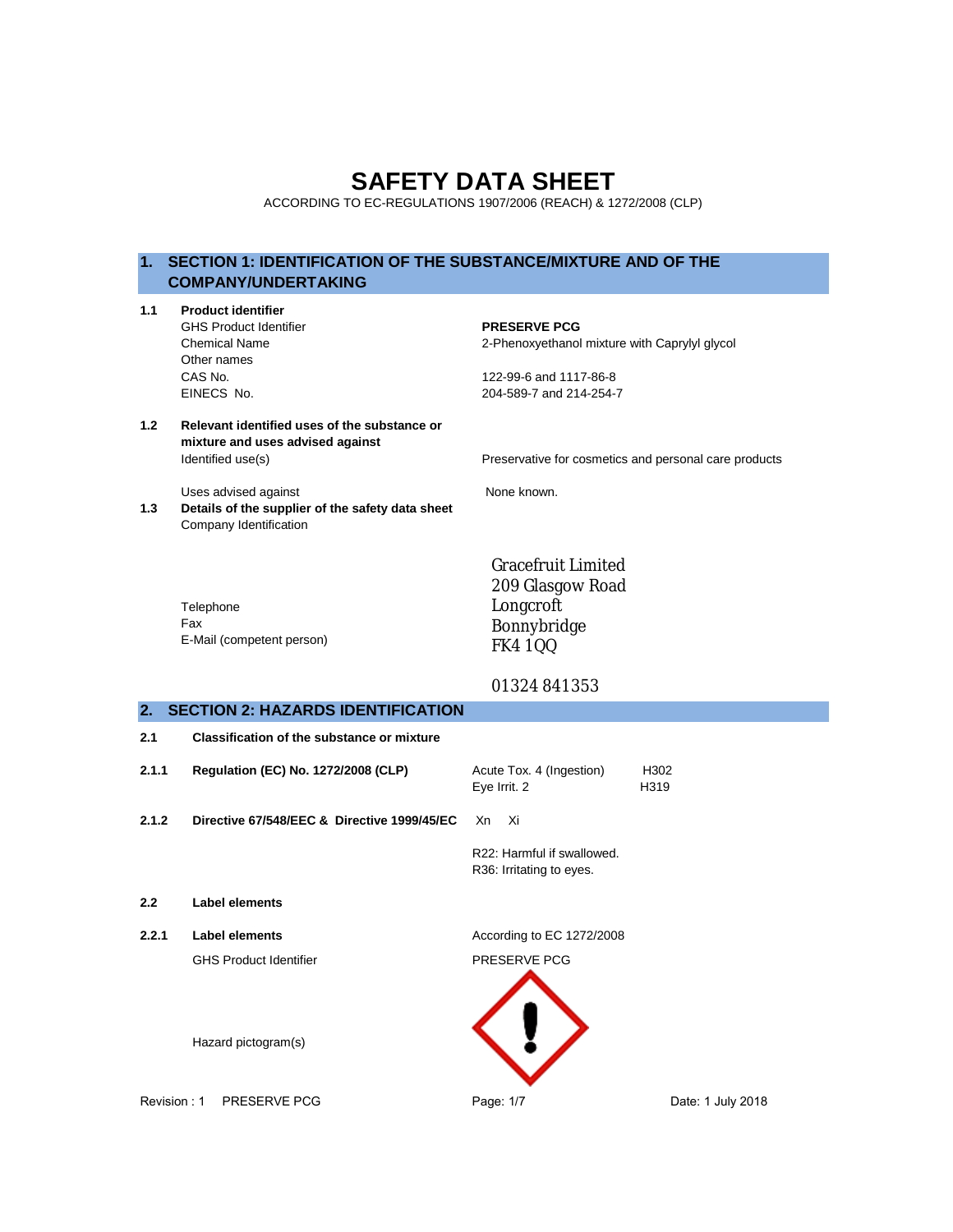# SAFETY DATA SHEET

ACCORDING TO EC-REGULATIONS 1907/2006 (REACH) & 1272/2008 (CLP)

## 1. SECTION 1: IDENTIFICATION OF THE SUBSTANCE/MIXTURE AND OF THE COMPANY/UNDERTAKING

**1.1 Product identifier**

| | |
|---|---|
| GHS Product Identifier | **PRESERVE PCG** |
| Chemical Name | 2-Phenoxyethanol mixture with Caprylyl glycol |
| Other names | |
| CAS No. | 122-99-6 and 1117-86-8 |
| EINECS No. | 204-589-7 and 214-254-7 |

**1.2 Relevant identified uses of the substance or mixture and uses advised against**

| | |
|---|---|
| Identified use(s) | Preservative for cosmetics and personal care products |
| Uses advised against | None known. |

**1.3 Details of the supplier of the safety data sheet**

Company Identification

Gracefruit Limited
209 Glasgow Road
Longcroft
Bonnybridge
FK4 1QQ

| | |
|---|---|
| Telephone | 01324 841353 |
| Fax | |
| E-Mail (competent person) | |

## 2. SECTION 2: HAZARDS IDENTIFICATION

**2.1 Classification of the substance or mixture**

**2.1.1 Regulation (EC) No. 1272/2008 (CLP)**

| | |
|---|---|
| Acute Tox. 4 (Ingestion) | H302 |
| Eye Irrit. 2 | H319 |

**2.1.2 Directive 67/548/EEC & Directive 1999/45/EC**

Xn Xi

R22: Harmful if swallowed.
R36: Irritating to eyes.

**2.2 Label elements**

**2.2.1 Label elements** According to EC 1272/2008

GHS Product Identifier: PRESERVE PCG

Hazard pictogram(s)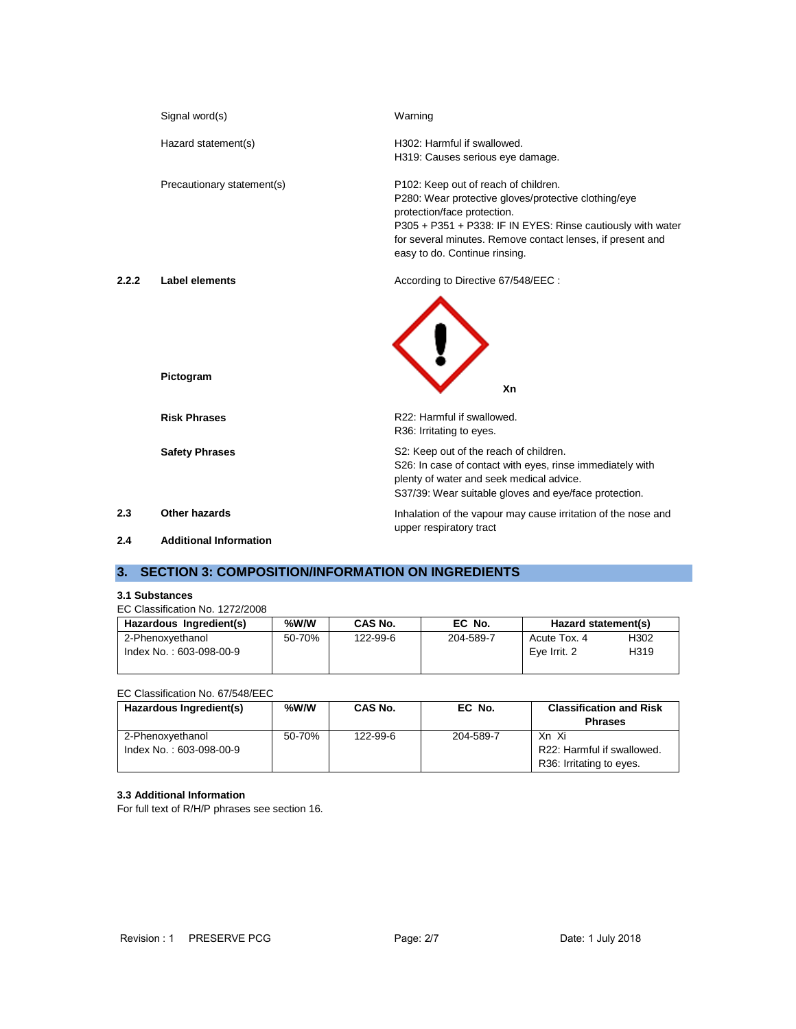| | | |
|---|---|---|
| | Signal word(s) | Warning |
| | Hazard statement(s) | H302: Harmful if swallowed.<br>H319: Causes serious eye damage. |
| | Precautionary statement(s) | P102: Keep out of reach of children.<br>P280: Wear protective gloves/protective clothing/eye protection/face protection.<br>P305 + P351 + P338: IF IN EYES: Rinse cautiously with water for several minutes. Remove contact lenses, if present and easy to do. Continue rinsing. |
| **2.2.2** | **Label elements** | According to Directive 67/548/EEC : |
| | **Pictogram** | Xn |
| | **Risk Phrases** | R22: Harmful if swallowed.<br>R36: Irritating to eyes. |
| | **Safety Phrases** | S2: Keep out of the reach of children.<br>S26: In case of contact with eyes, rinse immediately with plenty of water and seek medical advice.<br>S37/39: Wear suitable gloves and eye/face protection. |
| **2.3** | **Other hazards** | Inhalation of the vapour may cause irritation of the nose and upper respiratory tract |
| **2.4** | **Additional Information** | |

## 3. SECTION 3: COMPOSITION/INFORMATION ON INGREDIENTS

**3.1 Substances**

EC Classification No. 1272/2008

| Hazardous Ingredient(s) | %W/W | CAS No. | EC No. | Hazard statement(s) | |
|---|---|---|---|---|---|
| 2-Phenoxyethanol<br>Index No. : 603-098-00-9 | 50-70% | 122-99-6 | 204-589-7 | Acute Tox. 4<br>Eye Irrit. 2 | H302<br>H319 |

EC Classification No. 67/548/EEC

| Hazardous Ingredient(s) | %W/W | CAS No. | EC No. | Classification and Risk Phrases |
|---|---|---|---|---|
| 2-Phenoxyethanol<br>Index No. : 603-098-00-9 | 50-70% | 122-99-6 | 204-589-7 | Xn Xi<br>R22: Harmful if swallowed.<br>R36: Irritating to eyes. |

**3.3 Additional Information**

For full text of R/H/P phrases see section 16.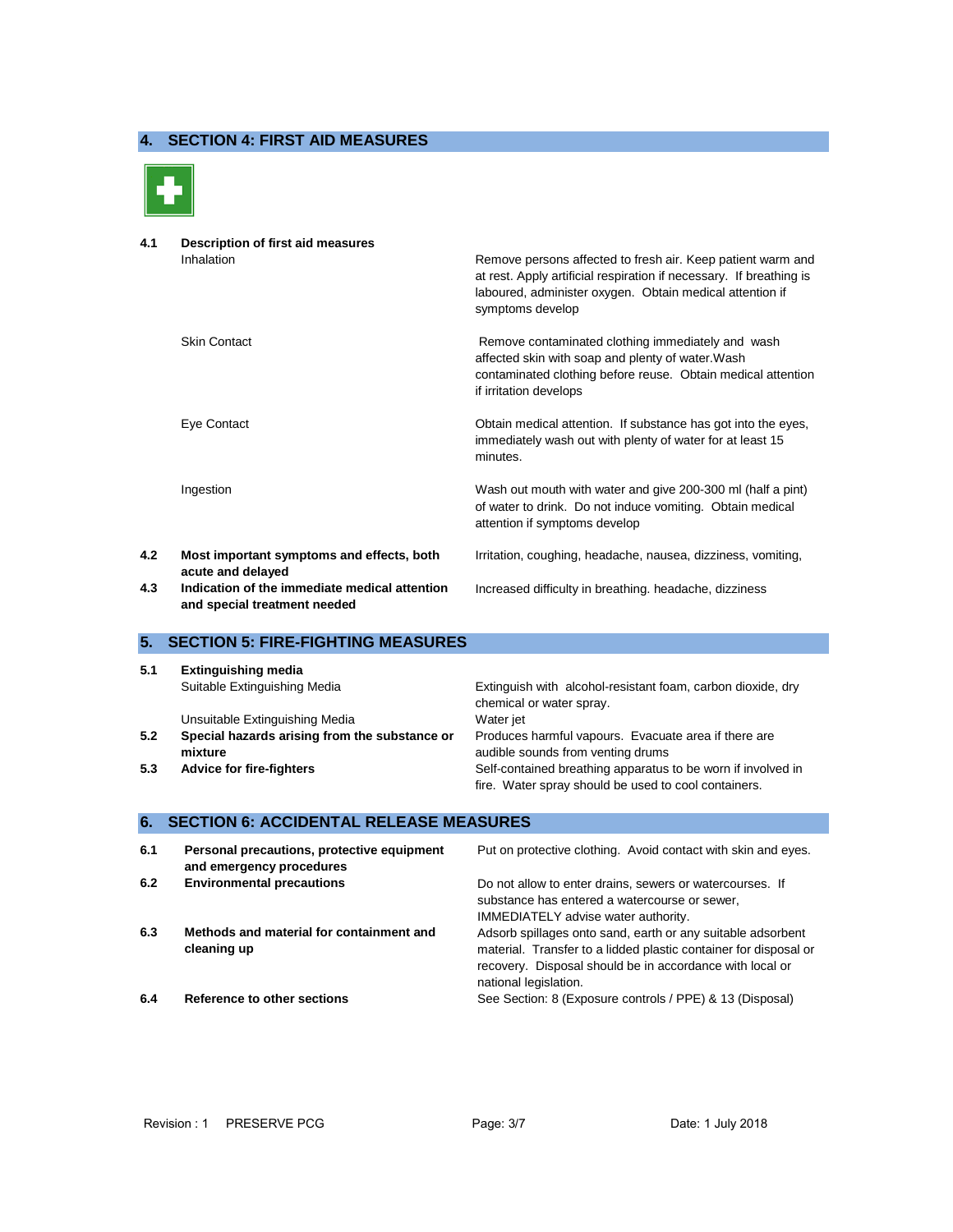## 4. SECTION 4: FIRST AID MEASURES

**4.1 Description of first aid measures**

| | |
|---|---|
| Inhalation | Remove persons affected to fresh air. Keep patient warm and at rest. Apply artificial respiration if necessary. If breathing is laboured, administer oxygen. Obtain medical attention if symptoms develop |
| Skin Contact | Remove contaminated clothing immediately and wash affected skin with soap and plenty of water.Wash contaminated clothing before reuse. Obtain medical attention if irritation develops |
| Eye Contact | Obtain medical attention. If substance has got into the eyes, immediately wash out with plenty of water for at least 15 minutes. |
| Ingestion | Wash out mouth with water and give 200-300 ml (half a pint) of water to drink. Do not induce vomiting. Obtain medical attention if symptoms develop |

**4.2 Most important symptoms and effects, both acute and delayed**

Irritation, coughing, headache, nausea, dizziness, vomiting,

**4.3 Indication of the immediate medical attention and special treatment needed**

Increased difficulty in breathing. headache, dizziness

## 5. SECTION 5: FIRE-FIGHTING MEASURES

**5.1 Extinguishing media**

| | |
|---|---|
| Suitable Extinguishing Media | Extinguish with alcohol-resistant foam, carbon dioxide, dry chemical or water spray. |
| Unsuitable Extinguishing Media | Water jet |

**5.2 Special hazards arising from the substance or mixture**

Produces harmful vapours. Evacuate area if there are audible sounds from venting drums

**5.3 Advice for fire-fighters**

Self-contained breathing apparatus to be worn if involved in fire. Water spray should be used to cool containers.

## 6. SECTION 6: ACCIDENTAL RELEASE MEASURES

**6.1 Personal precautions, protective equipment and emergency procedures**

Put on protective clothing. Avoid contact with skin and eyes.

**6.2 Environmental precautions**

Do not allow to enter drains, sewers or watercourses. If substance has entered a watercourse or sewer, IMMEDIATELY advise water authority.

**6.3 Methods and material for containment and cleaning up**

Adsorb spillages onto sand, earth or any suitable adsorbent material. Transfer to a lidded plastic container for disposal or recovery. Disposal should be in accordance with local or national legislation.

**6.4 Reference to other sections**

See Section: 8 (Exposure controls / PPE) & 13 (Disposal)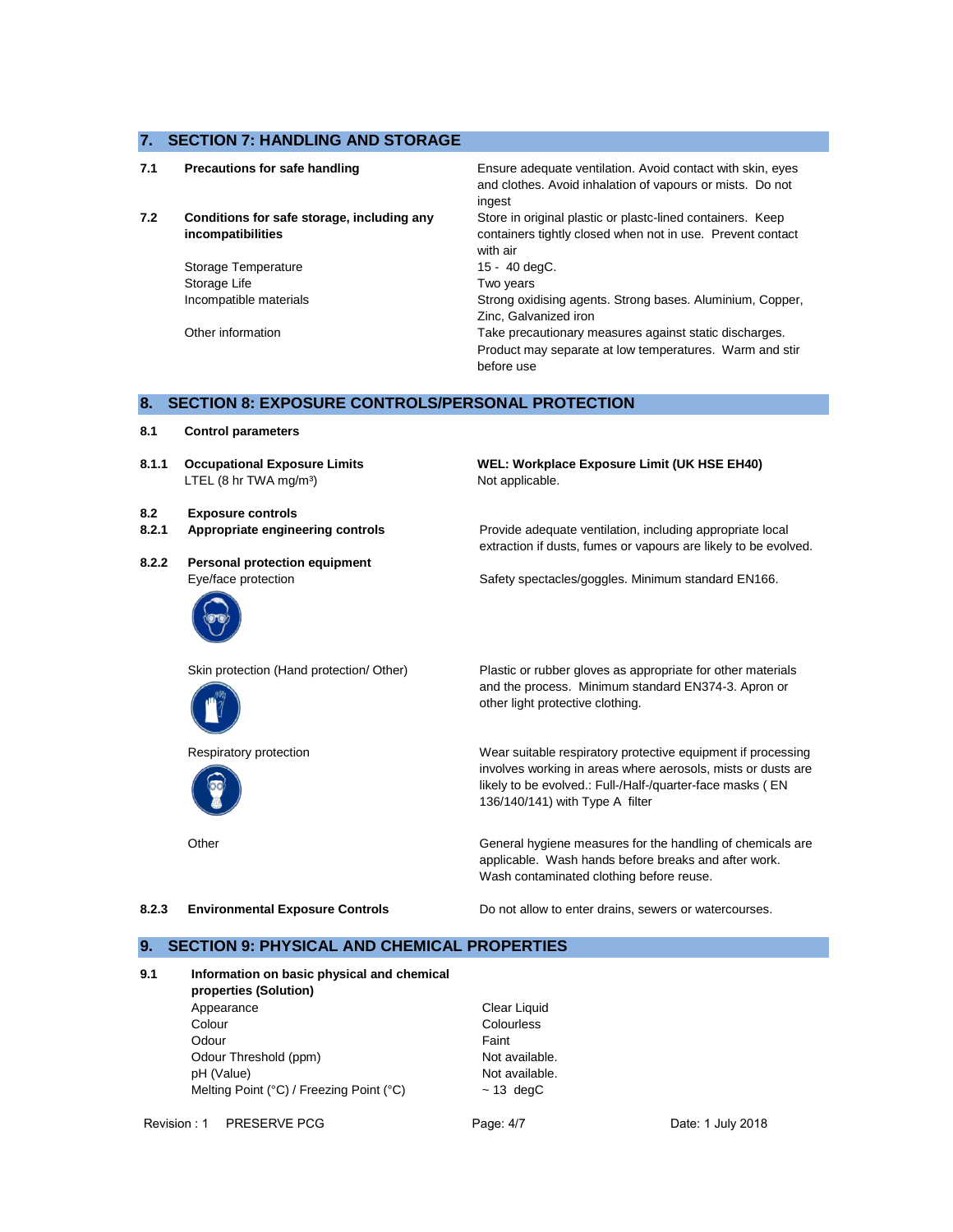## 7. SECTION 7: HANDLING AND STORAGE

| | | |
|---|---|---|
| **7.1** | **Precautions for safe handling** | Ensure adequate ventilation. Avoid contact with skin, eyes and clothes. Avoid inhalation of vapours or mists. Do not ingest |
| **7.2** | **Conditions for safe storage, including any incompatibilities** | Store in original plastic or plastc-lined containers. Keep containers tightly closed when not in use. Prevent contact with air |
| | Storage Temperature | 15 - 40 degC. |
| | Storage Life | Two years |
| | Incompatible materials | Strong oxidising agents. Strong bases. Aluminium, Copper, Zinc, Galvanized iron |
| | Other information | Take precautionary measures against static discharges. Product may separate at low temperatures. Warm and stir before use |

## 8. SECTION 8: EXPOSURE CONTROLS/PERSONAL PROTECTION

**8.1 Control parameters**

| | | |
|---|---|---|
| **8.1.1** | **Occupational Exposure Limits** LTEL (8 hr TWA mg/m³) | **WEL: Workplace Exposure Limit (UK HSE EH40)** Not applicable. |

**8.2 Exposure controls**

| | | |
|---|---|---|
| **8.2.1** | **Appropriate engineering controls** | Provide adequate ventilation, including appropriate local extraction if dusts, fumes or vapours are likely to be evolved. |
| **8.2.2** | **Personal protection equipment** | |
| | Eye/face protection | Safety spectacles/goggles. Minimum standard EN166. |
| | Skin protection (Hand protection/ Other) | Plastic or rubber gloves as appropriate for other materials and the process. Minimum standard EN374-3. Apron or other light protective clothing. |
| | Respiratory protection | Wear suitable respiratory protective equipment if processing involves working in areas where aerosols, mists or dusts are likely to be evolved.: Full-/Half-/quarter-face masks ( EN 136/140/141) with Type A filter |
| | Other | General hygiene measures for the handling of chemicals are applicable. Wash hands before breaks and after work. Wash contaminated clothing before reuse. |
| **8.2.3** | **Environmental Exposure Controls** | Do not allow to enter drains, sewers or watercourses. |

## 9. SECTION 9: PHYSICAL AND CHEMICAL PROPERTIES

**9.1 Information on basic physical and chemical properties (Solution)**

| | |
|---|---|
| Appearance | Clear Liquid |
| Colour | Colourless |
| Odour | Faint |
| Odour Threshold (ppm) | Not available. |
| pH (Value) | Not available. |
| Melting Point (°C) / Freezing Point (°C) | ~ 13 degC |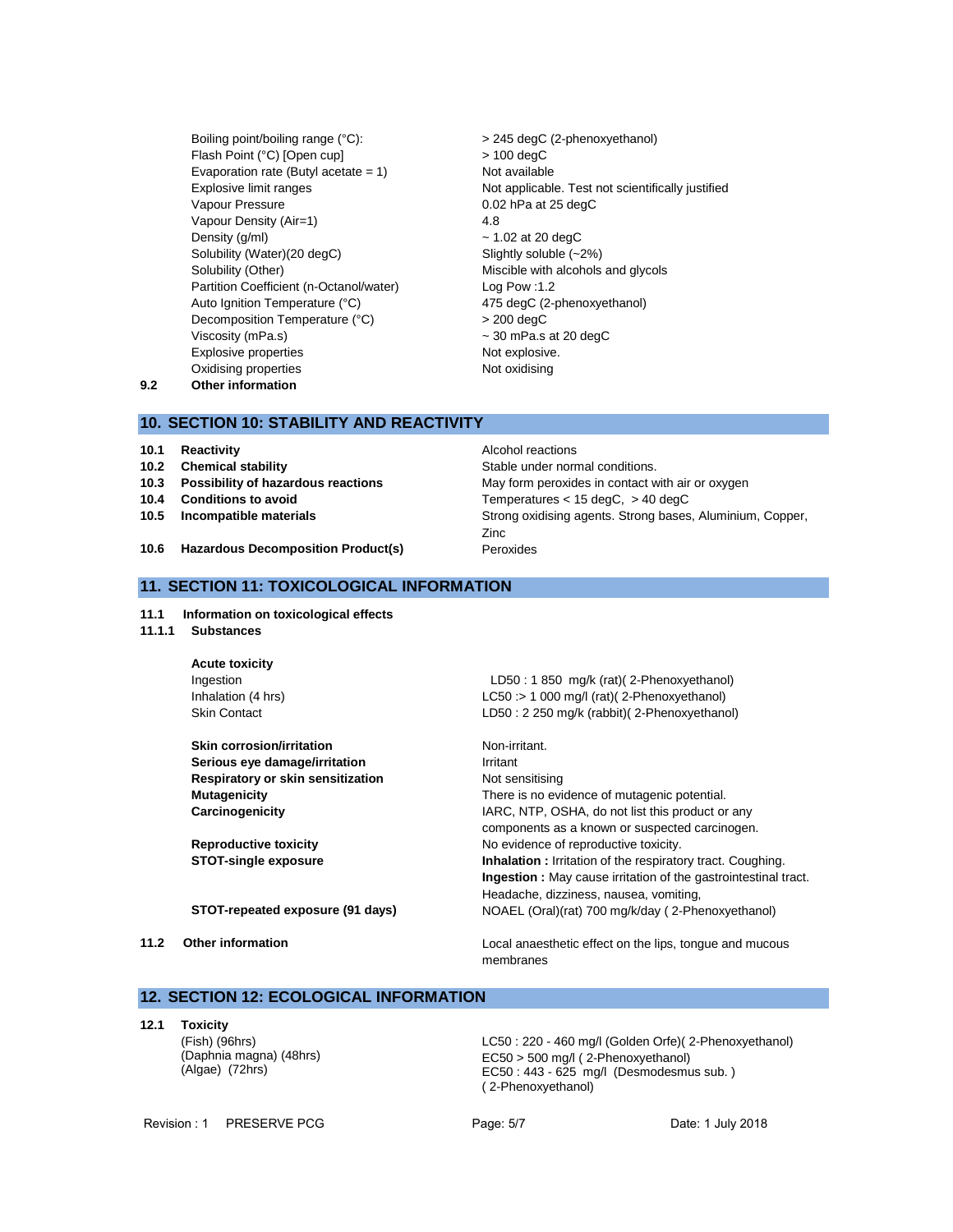| Property | Value |
|---|---|
| Boiling point/boiling range (°C): | > 245 degC (2-phenoxyethanol) |
| Flash Point (°C) [Open cup] | > 100 degC |
| Evaporation rate (Butyl acetate = 1) | Not available |
| Explosive limit ranges | Not applicable. Test not scientifically justified |
| Vapour Pressure | 0.02 hPa at 25 degC |
| Vapour Density (Air=1) | 4.8 |
| Density (g/ml) | ~ 1.02 at 20 degC |
| Solubility (Water)(20 degC) | Slightly soluble (~2%) |
| Solubility (Other) | Miscible with alcohols and glycols |
| Partition Coefficient (n-Octanol/water) | Log Pow :1.2 |
| Auto Ignition Temperature (°C) | 475 degC (2-phenoxyethanol) |
| Decomposition Temperature (°C) | > 200 degC |
| Viscosity (mPa.s) | ~ 30 mPa.s at 20 degC |
| Explosive properties | Not explosive. |
| Oxidising properties | Not oxidising |

**9.2 Other information**

## 10. SECTION 10: STABILITY AND REACTIVITY

| | | |
|---|---|---|
| **10.1** | **Reactivity** | Alcohol reactions |
| **10.2** | **Chemical stability** | Stable under normal conditions. |
| **10.3** | **Possibility of hazardous reactions** | May form peroxides in contact with air or oxygen |
| **10.4** | **Conditions to avoid** | Temperatures < 15 degC, > 40 degC |
| **10.5** | **Incompatible materials** | Strong oxidising agents. Strong bases, Aluminium, Copper, Zinc |
| **10.6** | **Hazardous Decomposition Product(s)** | Peroxides |

## 11. SECTION 11: TOXICOLOGICAL INFORMATION

**11.1 Information on toxicological effects**

**11.1.1 Substances**

**Acute toxicity**

| | |
|---|---|
| Ingestion | LD50 : 1 850 mg/k (rat)( 2-Phenoxyethanol) |
| Inhalation (4 hrs) | LC50 :> 1 000 mg/l (rat)( 2-Phenoxyethanol) |
| Skin Contact | LD50 : 2 250 mg/k (rabbit)( 2-Phenoxyethanol) |

| | |
|---|---|
| **Skin corrosion/irritation** | Non-irritant. |
| **Serious eye damage/irritation** | Irritant |
| **Respiratory or skin sensitization** | Not sensitising |
| **Mutagenicity** | There is no evidence of mutagenic potential. |
| **Carcinogenicity** | IARC, NTP, OSHA, do not list this product or any components as a known or suspected carcinogen. |
| **Reproductive toxicity** | No evidence of reproductive toxicity. |
| **STOT-single exposure** | **Inhalation :** Irritation of the respiratory tract. Coughing. **Ingestion :** May cause irritation of the gastrointestinal tract. Headache, dizziness, nausea, vomiting, |
| **STOT-repeated exposure (91 days)** | NOAEL (Oral)(rat) 700 mg/k/day ( 2-Phenoxyethanol) |

**11.2 Other information** — Local anaesthetic effect on the lips, tongue and mucous membranes

## 12. SECTION 12: ECOLOGICAL INFORMATION

**12.1 Toxicity**

| | |
|---|---|
| (Fish) (96hrs) | LC50 : 220 - 460 mg/l (Golden Orfe)( 2-Phenoxyethanol) |
| (Daphnia magna) (48hrs) | EC50 > 500 mg/l ( 2-Phenoxyethanol) |
| (Algae) (72hrs) | EC50 : 443 - 625 mg/l (Desmodesmus sub. ) ( 2-Phenoxyethanol) |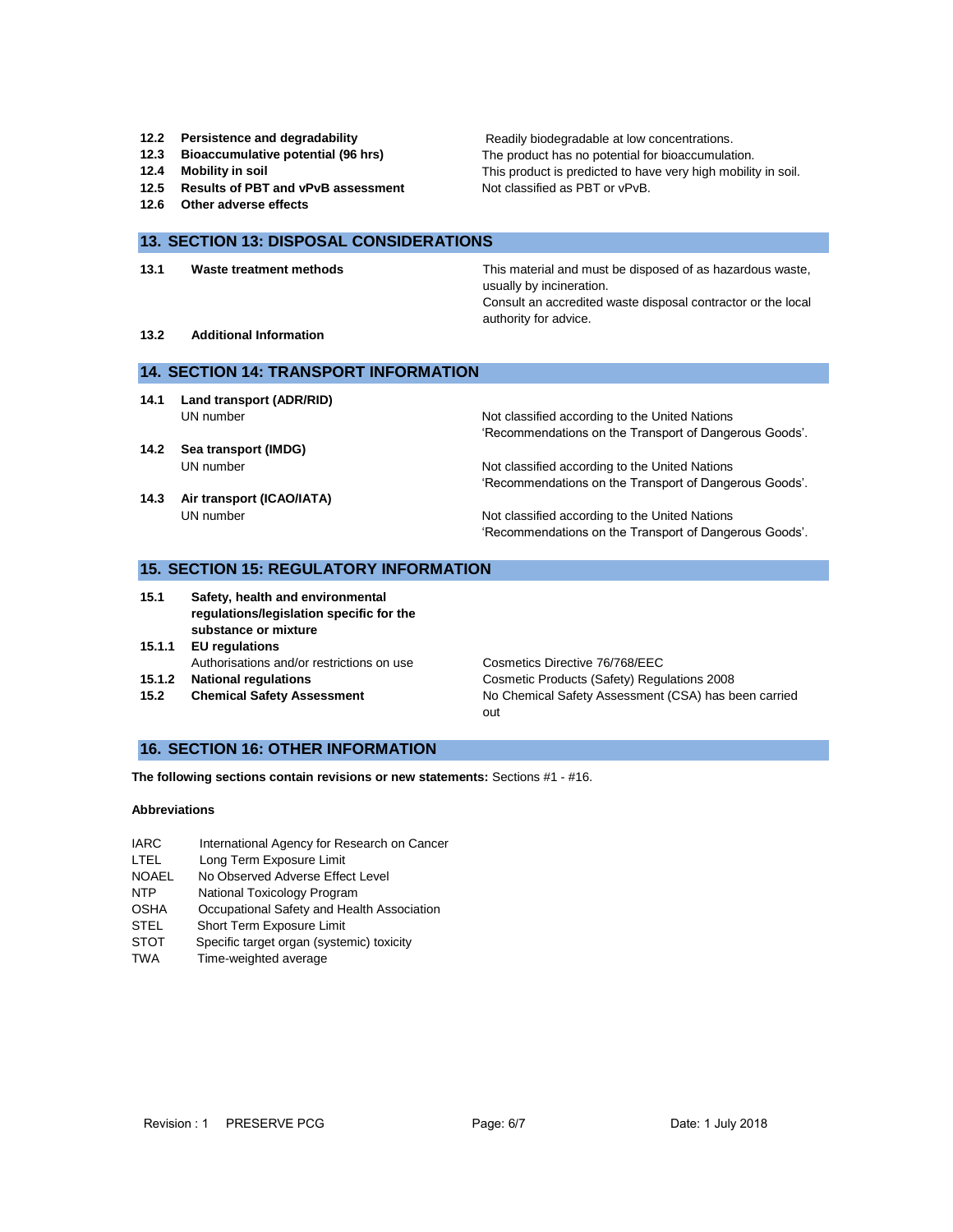| | | |
|---|---|---|
| **12.2** | **Persistence and degradability** | Readily biodegradable at low concentrations. |
| **12.3** | **Bioaccumulative potential (96 hrs)** | The product has no potential for bioaccumulation. |
| **12.4** | **Mobility in soil** | This product is predicted to have very high mobility in soil. |
| **12.5** | **Results of PBT and vPvB assessment** | Not classified as PBT or vPvB. |
| **12.6** | **Other adverse effects** | |

## 13. SECTION 13: DISPOSAL CONSIDERATIONS

| | | |
|---|---|---|
| **13.1** | **Waste treatment methods** | This material and must be disposed of as hazardous waste, usually by incineration. Consult an accredited waste disposal contractor or the local authority for advice. |
| **13.2** | **Additional Information** | |

## 14. SECTION 14: TRANSPORT INFORMATION

| | | |
|---|---|---|
| **14.1** | **Land transport (ADR/RID)** | |
| | UN number | Not classified according to the United Nations 'Recommendations on the Transport of Dangerous Goods'. |
| **14.2** | **Sea transport (IMDG)** | |
| | UN number | Not classified according to the United Nations 'Recommendations on the Transport of Dangerous Goods'. |
| **14.3** | **Air transport (ICAO/IATA)** | |
| | UN number | Not classified according to the United Nations 'Recommendations on the Transport of Dangerous Goods'. |

## 15. SECTION 15: REGULATORY INFORMATION

| | | |
|---|---|---|
| **15.1** | **Safety, health and environmental regulations/legislation specific for the substance or mixture** | |
| **15.1.1** | **EU regulations** | |
| | Authorisations and/or restrictions on use | Cosmetics Directive 76/768/EEC |
| **15.1.2** | **National regulations** | Cosmetic Products (Safety) Regulations 2008 |
| **15.2** | **Chemical Safety Assessment** | No Chemical Safety Assessment (CSA) has been carried out |

## 16. SECTION 16: OTHER INFORMATION

**The following sections contain revisions or new statements:** Sections #1 - #16.

**Abbreviations**

| | |
|---|---|
| IARC | International Agency for Research on Cancer |
| LTEL | Long Term Exposure Limit |
| NOAEL | No Observed Adverse Effect Level |
| NTP | National Toxicology Program |
| OSHA | Occupational Safety and Health Association |
| STEL | Short Term Exposure Limit |
| STOT | Specific target organ (systemic) toxicity |
| TWA | Time-weighted average |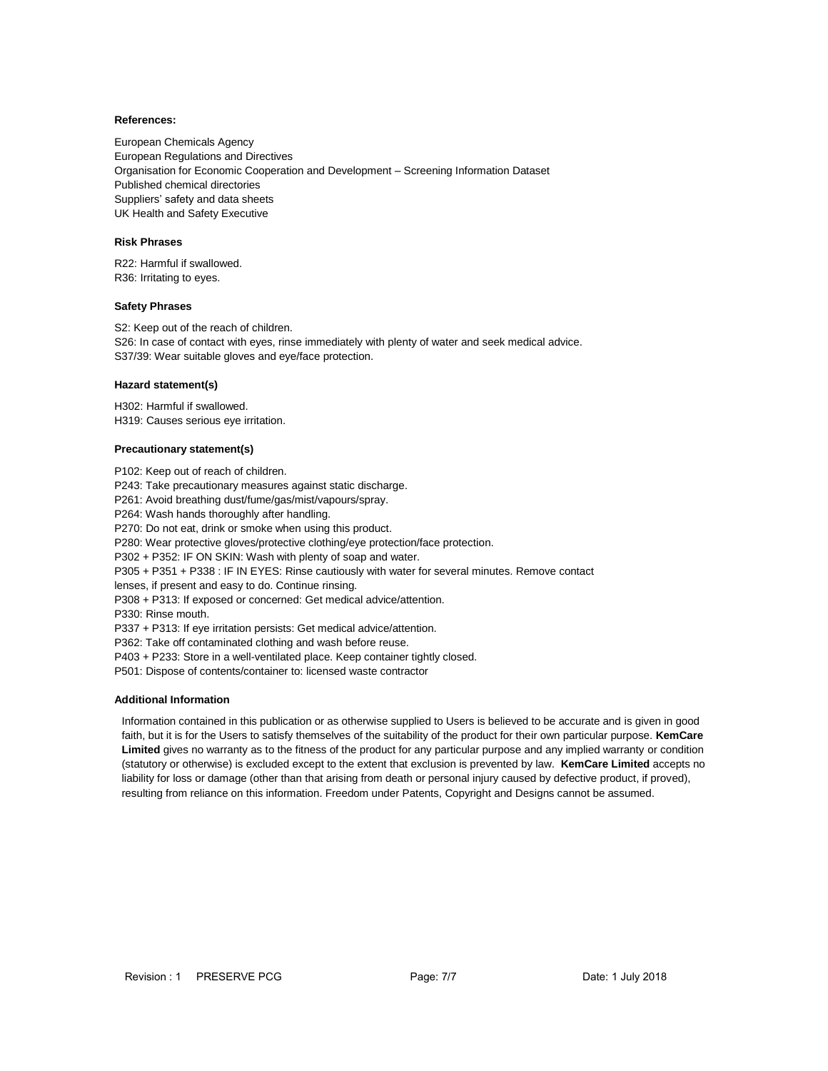**References:**

European Chemicals Agency
European Regulations and Directives
Organisation for Economic Cooperation and Development – Screening Information Dataset
Published chemical directories
Suppliers' safety and data sheets
UK Health and Safety Executive

**Risk Phrases**

R22: Harmful if swallowed.
R36: Irritating to eyes.

**Safety Phrases**

S2: Keep out of the reach of children.
S26: In case of contact with eyes, rinse immediately with plenty of water and seek medical advice.
S37/39: Wear suitable gloves and eye/face protection.

**Hazard statement(s)**

H302: Harmful if swallowed.
H319: Causes serious eye irritation.

**Precautionary statement(s)**

P102: Keep out of reach of children.
P243: Take precautionary measures against static discharge.
P261: Avoid breathing dust/fume/gas/mist/vapours/spray.
P264: Wash hands thoroughly after handling.
P270: Do not eat, drink or smoke when using this product.
P280: Wear protective gloves/protective clothing/eye protection/face protection.
P302 + P352: IF ON SKIN: Wash with plenty of soap and water.
P305 + P351 + P338 : IF IN EYES: Rinse cautiously with water for several minutes. Remove contact lenses, if present and easy to do. Continue rinsing.
P308 + P313: If exposed or concerned: Get medical advice/attention.
P330: Rinse mouth.
P337 + P313: If eye irritation persists: Get medical advice/attention.
P362: Take off contaminated clothing and wash before reuse.
P403 + P233: Store in a well-ventilated place. Keep container tightly closed.
P501: Dispose of contents/container to: licensed waste contractor

**Additional Information**

Information contained in this publication or as otherwise supplied to Users is believed to be accurate and is given in good faith, but it is for the Users to satisfy themselves of the suitability of the product for their own particular purpose. **KemCare Limited** gives no warranty as to the fitness of the product for any particular purpose and any implied warranty or condition (statutory or otherwise) is excluded except to the extent that exclusion is prevented by law. **KemCare Limited** accepts no liability for loss or damage (other than that arising from death or personal injury caused by defective product, if proved), resulting from reliance on this information. Freedom under Patents, Copyright and Designs cannot be assumed.